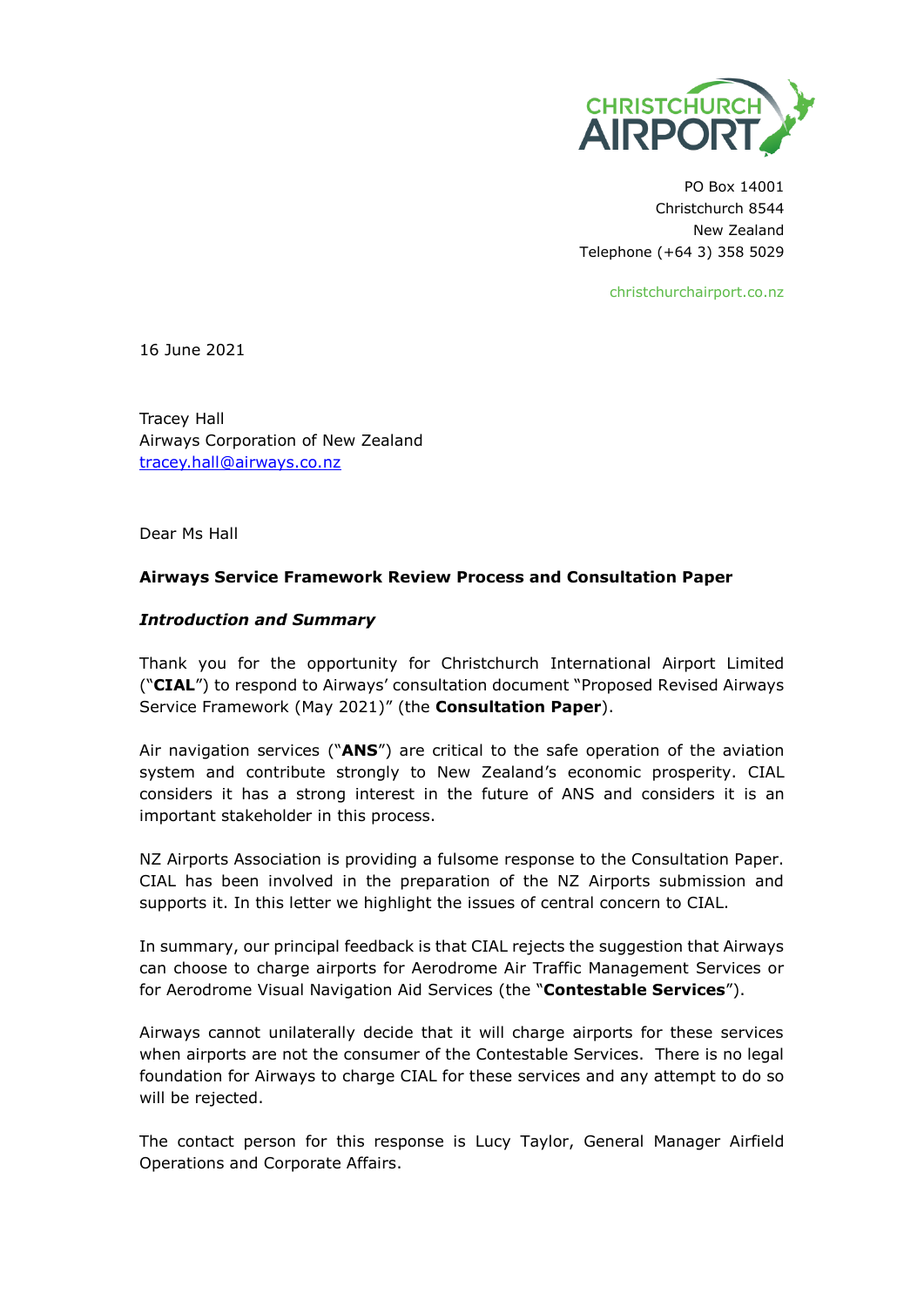PO Box 14001
Christchurch 8544
New Zealand
Telephone (+64 3) 358 5029

christchurchairport.co.nz

16 June 2021

Tracey Hall
Airways Corporation of New Zealand
tracey.hall@airways.co.nz

Dear Ms Hall

**Airways Service Framework Review Process and Consultation Paper**

***Introduction and Summary***

Thank you for the opportunity for Christchurch International Airport Limited ("**CIAL**") to respond to Airways' consultation document "Proposed Revised Airways Service Framework (May 2021)" (the **Consultation Paper**).

Air navigation services ("**ANS**") are critical to the safe operation of the aviation system and contribute strongly to New Zealand's economic prosperity. CIAL considers it has a strong interest in the future of ANS and considers it is an important stakeholder in this process.

NZ Airports Association is providing a fulsome response to the Consultation Paper. CIAL has been involved in the preparation of the NZ Airports submission and supports it. In this letter we highlight the issues of central concern to CIAL.

In summary, our principal feedback is that CIAL rejects the suggestion that Airways can choose to charge airports for Aerodrome Air Traffic Management Services or for Aerodrome Visual Navigation Aid Services (the "**Contestable Services**").

Airways cannot unilaterally decide that it will charge airports for these services when airports are not the consumer of the Contestable Services. There is no legal foundation for Airways to charge CIAL for these services and any attempt to do so will be rejected.

The contact person for this response is Lucy Taylor, General Manager Airfield Operations and Corporate Affairs.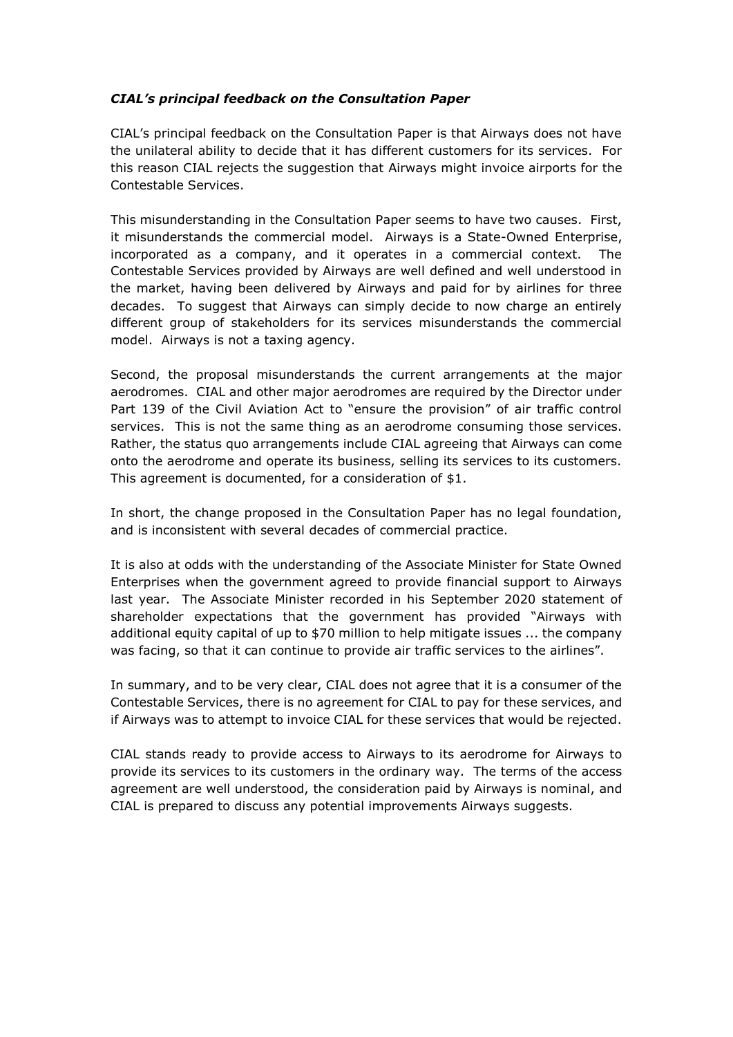***CIAL's principal feedback on the Consultation Paper***

CIAL's principal feedback on the Consultation Paper is that Airways does not have the unilateral ability to decide that it has different customers for its services. For this reason CIAL rejects the suggestion that Airways might invoice airports for the Contestable Services.

This misunderstanding in the Consultation Paper seems to have two causes. First, it misunderstands the commercial model. Airways is a State-Owned Enterprise, incorporated as a company, and it operates in a commercial context. The Contestable Services provided by Airways are well defined and well understood in the market, having been delivered by Airways and paid for by airlines for three decades. To suggest that Airways can simply decide to now charge an entirely different group of stakeholders for its services misunderstands the commercial model. Airways is not a taxing agency.

Second, the proposal misunderstands the current arrangements at the major aerodromes. CIAL and other major aerodromes are required by the Director under Part 139 of the Civil Aviation Act to "ensure the provision" of air traffic control services. This is not the same thing as an aerodrome consuming those services. Rather, the status quo arrangements include CIAL agreeing that Airways can come onto the aerodrome and operate its business, selling its services to its customers. This agreement is documented, for a consideration of $1.

In short, the change proposed in the Consultation Paper has no legal foundation, and is inconsistent with several decades of commercial practice.

It is also at odds with the understanding of the Associate Minister for State Owned Enterprises when the government agreed to provide financial support to Airways last year. The Associate Minister recorded in his September 2020 statement of shareholder expectations that the government has provided "Airways with additional equity capital of up to $70 million to help mitigate issues ... the company was facing, so that it can continue to provide air traffic services to the airlines".

In summary, and to be very clear, CIAL does not agree that it is a consumer of the Contestable Services, there is no agreement for CIAL to pay for these services, and if Airways was to attempt to invoice CIAL for these services that would be rejected.

CIAL stands ready to provide access to Airways to its aerodrome for Airways to provide its services to its customers in the ordinary way. The terms of the access agreement are well understood, the consideration paid by Airways is nominal, and CIAL is prepared to discuss any potential improvements Airways suggests.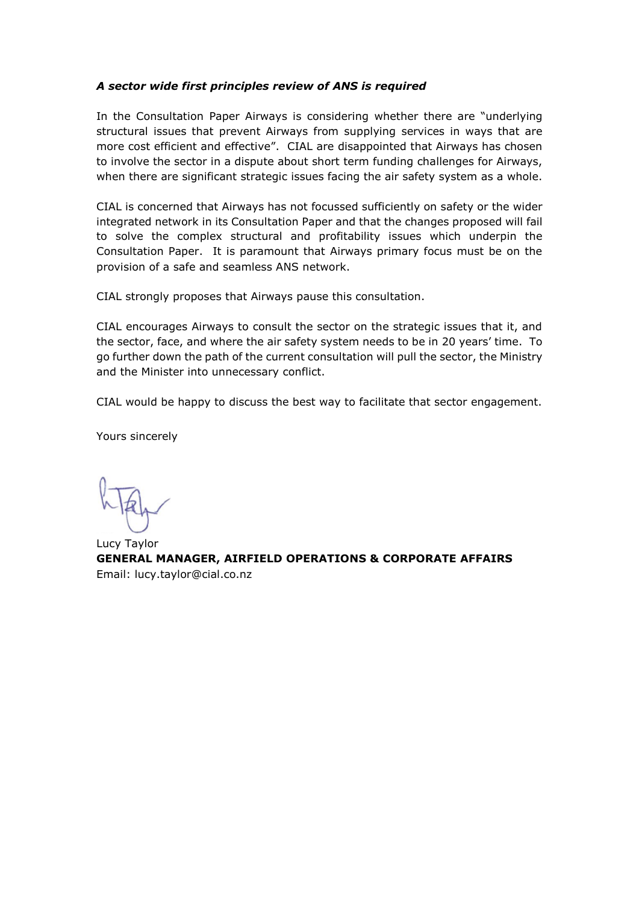***A sector wide first principles review of ANS is required***

In the Consultation Paper Airways is considering whether there are "underlying structural issues that prevent Airways from supplying services in ways that are more cost efficient and effective". CIAL are disappointed that Airways has chosen to involve the sector in a dispute about short term funding challenges for Airways, when there are significant strategic issues facing the air safety system as a whole.

CIAL is concerned that Airways has not focussed sufficiently on safety or the wider integrated network in its Consultation Paper and that the changes proposed will fail to solve the complex structural and profitability issues which underpin the Consultation Paper. It is paramount that Airways primary focus must be on the provision of a safe and seamless ANS network.

CIAL strongly proposes that Airways pause this consultation.

CIAL encourages Airways to consult the sector on the strategic issues that it, and the sector, face, and where the air safety system needs to be in 20 years' time. To go further down the path of the current consultation will pull the sector, the Ministry and the Minister into unnecessary conflict.

CIAL would be happy to discuss the best way to facilitate that sector engagement.

Yours sincerely

Lucy Taylor
**GENERAL MANAGER, AIRFIELD OPERATIONS & CORPORATE AFFAIRS**
Email: lucy.taylor@cial.co.nz